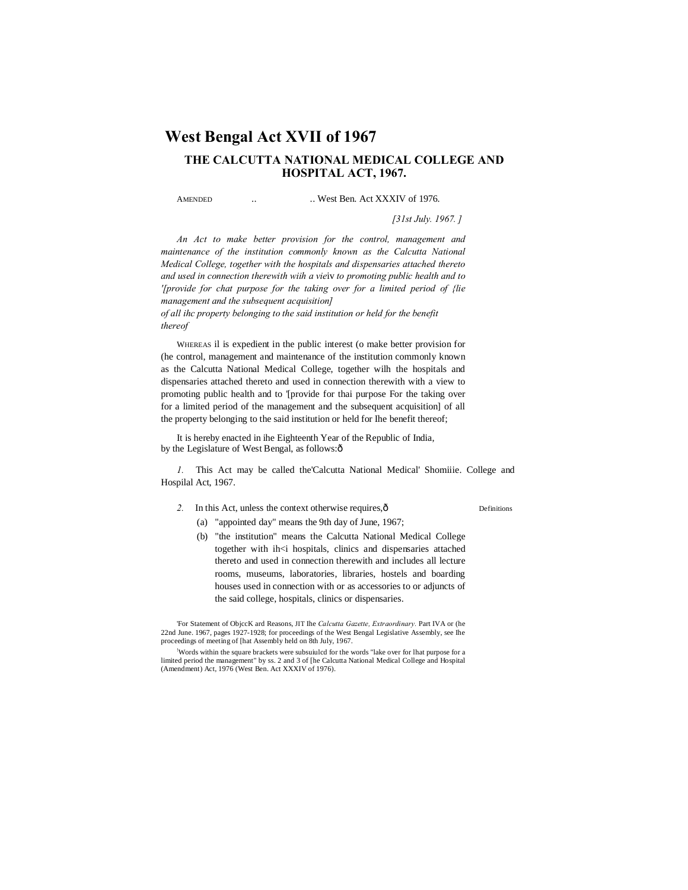# West Bengal Act XVII of 1967

## THE CALCUTTA NATIONAL MEDICAL COLLEGE AND HOSPITAL ACT, 1967.

AMENDED .. .. West Ben. Act XXXIV of 1976.

*[31st July. 1967. ]*

*An Act to make better provision for the control, management and maintenance of the institution commonly known as the Calcutta National Medical College, together with the hospitals and dispensaries attached thereto and used in connection therewith wiih a vieiv to promoting public health and to '[provide for chat purpose for the taking over for a limited period of {lie management and the subsequent acquisition] of all ihc property belonging to the said institution or held for the benefit thereof*

WHEREAS il is expedient in the public interest (o make better provision for (he control, management and maintenance of the institution commonly known as the Calcutta National Medical College, together wilh the hospitals and dispensaries attached thereto and used in connection therewith with a view to promoting public health and to '[provide for thai purpose For the taking over for a limited period of the management and the subsequent acquisition] of all the property belonging to the said institution or held for Ihe benefit thereof;

It is hereby enacted in ihe Eighteenth Year of the Republic of India, by the Legislature of West Bengal, as follows:ô

*1.* This Act may be called the'Calcutta National Medical' Shomiiie. College and Hospilal Act, 1967.

*2.* In this Act, unless the context otherwise requires,ô — Definitions

(a) "appointed day" means the 9th day of June, 1967;

(b) "the institution" means the Calcutta National Medical College together with ih<i hospitals, clinics and dispensaries attached thereto and used in connection therewith and includes all lecture rooms, museums, laboratories, libraries, hostels and boarding houses used in connection with or as accessories to or adjuncts of the said college, hospitals, clinics or dispensaries.

'For Statement of ObjccK ard Reasons, JIT Ihe *Calcutta Gazette, Extraordinary.* Part IVA or (he 22nd June. 1967, pages 1927-1928; for proceedings of the West Bengal Legislative Assembly, see Ihe proceedings of meeting of [hat Assembly held on 8th July, 1967.

[1]Words within the square brackets were subsuiulcd for the words "lake over for lhat purpose for a limited period the management" by ss. 2 and 3 of [he Calcutta National Medical College and Hospital (Amendment) Act, 1976 (West Ben. Act XXXIV of 1976).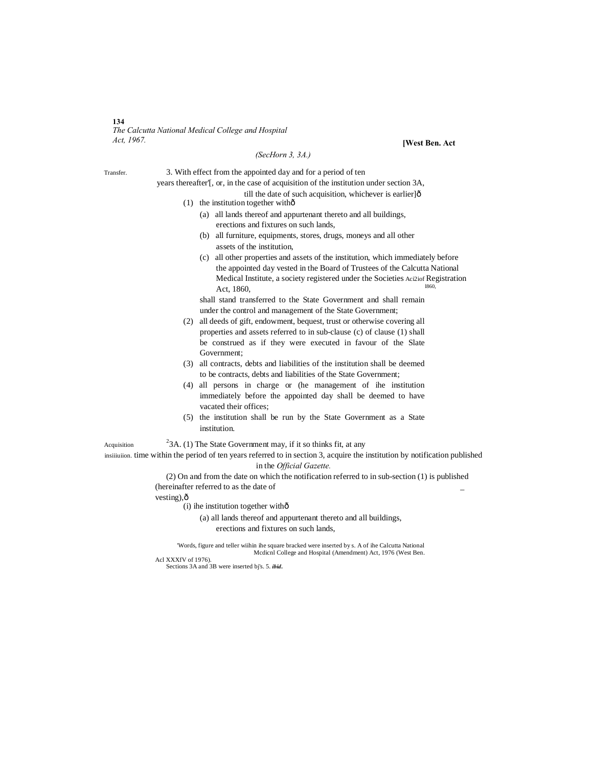(SecHorn 3, 3A.)

Transfer.

3. With effect from the appointed day and for a period of ten years thereafter'[, or, in the case of acquisition of the institution under section 3A, till the date of such acquisition, whichever is earlier]ð

(1) the institution together withð

(a) all lands thereof and appurtenant thereto and all buildings, erections and fixtures on such lands,

(b) all furniture, equipments, stores, drugs, moneys and all other assets of the institution,

(c) all other properties and assets of the institution, which immediately before the appointed day vested in the Board of Trustees of the Calcutta National Medical Institute, a society registered under the Societies Registration Act, 1860,

Aci2iof l860,

shall stand transferred to the State Government and shall remain under the control and management of the State Government;

(2) all deeds of gift, endowment, bequest, trust or otherwise covering all properties and assets referred to in sub-clause (c) of clause (1) shall be construed as if they were executed in favour of the Slate Government;

(3) all contracts, debts and liabilities of the institution shall be deemed to be contracts, debts and liabilities of the State Government;

(4) all persons in charge or (he management of ihe institution immediately before the appointed day shall be deemed to have vacated their offices;

(5) the institution shall be run by the State Government as a State institution.

Acquisition insiiiuiion.

[2]3A. (1) The State Government may, if it so thinks fit, at any time within the period of ten years referred to in section 3, acquire the institution by notification published in the *Official Gazette.*

(2) On and from the date on which the notification referred to in sub-section (1) is published (hereinafter referred to as the date of vesting),ð

(i) ihe institution together withð

(a) all lands thereof and appurtenant thereto and all buildings, erections and fixtures on such lands,

'Words, figure and teller wiihin ihe square bracked were inserted by s. A of ihe Calcutta National Mcdicnl College and Hospital (Amendment) Act, 1976 (West Ben. Acl XXXfV of 1976).

Sections 3A and 3B were inserted bj's. 5. ***ibid***.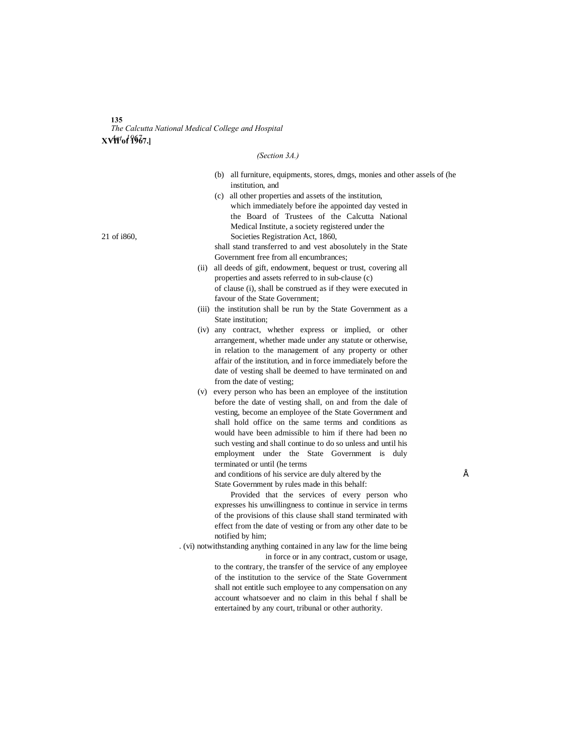*(Section 3A.)*

(b) all furniture, equipments, stores, dmgs, monies and other assels of (he institution, and

(c) all other properties and assets of the institution,

which immediately before ihe appointed day vested in the Board of Trustees of the Calcutta National Medical Institute, a society registered under the Societies Registration Act, 1860, (21 of i860.)

shall stand transferred to and vest abosolutely in the State Government free from all encumbrances;

(ii) all deeds of gift, endowment, bequest or trust, covering all properties and assets referred to in sub-clause (c) of clause (i), shall be construed as if they were executed in favour of the State Government;

(iii) the institution shall be run by the State Government as a State institution;

(iv) any contract, whether express or implied, or other arrangement, whether made under any statute or otherwise, in relation to the management of any property or other affair of the institution, and in force immediately before the date of vesting shall be deemed to have terminated on and from the date of vesting;

(v) every person who has been an employee of the institution before the date of vesting shall, on and from the dale of vesting, become an employee of the State Government and shall hold office on the same terms and conditions as would have been admissible to him if there had been no such vesting and shall continue to do so unless and until his employment under the State Government is duly terminated or until (he terms and conditions of his service are duly altered by the State Government by rules made in this behalf:

Provided that the services of every person who expresses his unwillingness to continue in service in terms of the provisions of this clause shall stand terminated with effect from the date of vesting or from any other date to be notified by him;

(vi) notwithstanding anything contained in any law for the lime being in force or in any contract, custom or usage, to the contrary, the transfer of the service of any employee of the institution to the service of the State Government shall not entitle such employee to any compensation on any account whatsoever and no claim in this behal f shall be entertained by any court, tribunal or other authority.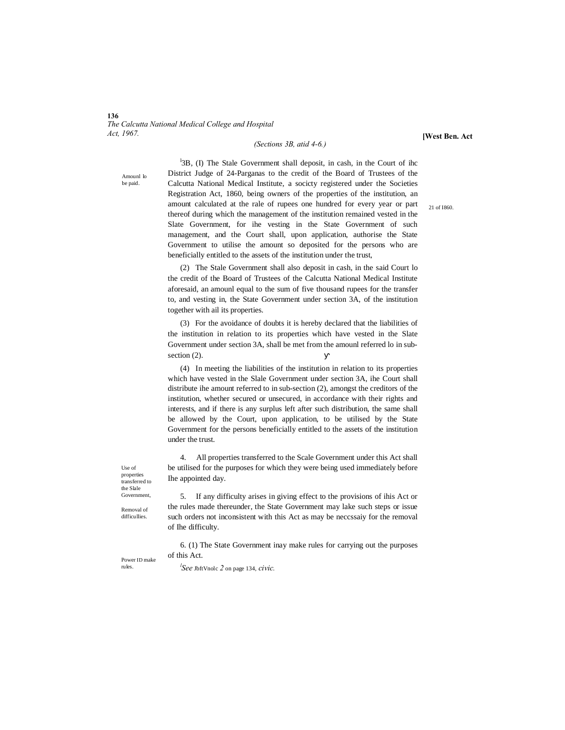*(Sections 3B, atid 4-6.)*

Amounl lo be paid.

[1]3B, (I) The Stale Government shall deposit, in cash, in the Court of ihc District Judge of 24-Parganas to the credit of the Board of Trustees of the Calcutta National Medical Institute, a socicty registered under the Societies Registration Act, 1860, being owners of the properties of the institution, an amount calculated at the rale of rupees one hundred for every year or part thereof during which the management of the institution remained vested in the Slate Government, for ihe vesting in the State Government of such management, and the Court shall, upon application, authorise the State Government to utilise the amount so deposited for the persons who are beneficially entitled to the assets of the institution under the trust,

21 of I860.

(2) The Stale Government shall also deposit in cash, in the said Court lo the credit of the Board of Trustees of the Calcutta National Medical Institute aforesaid, an amounl equal to the sum of five thousand rupees for the transfer to, and vesting in, the State Government under section 3A, of the institution together with ail its properties.

(3) For the avoidance of doubts it is hereby declared that the liabilities of the institution in relation to its properties which have vested in the Slate Government under section 3A, shall be met from the amounl referred lo in sub-section (2).

(4) In meeting the liabilities of the institution in relation to its properties which have vested in the Slale Government under section 3A, ihe Court shall distribute ihe amount referred to in sub-section (2), amongst the creditors of the institution, whether secured or unsecured, in accordance with their rights and interests, and if there is any surplus left after such distribution, the same shall be allowed by the Court, upon application, to be utilised by the State Government for the persons beneficially entitled to the assets of the institution under the trust.

Use of properties transferred to the Slale Government,

4. All properties transferred to the Scale Government under this Act shall be utilised for the purposes for which they were being used immediately before Ihe appointed day.

Removal of difficullies.

5. If any difficulty arises in giving effect to the provisions of ihis Act or the rules made thereunder, the State Government may lake such steps or issue such orders not inconsistent with this Act as may be neccssaiy for the removal of Ihe difficulty.

Power ID make rules.

6. (1) The State Government inay make rules for carrying out the purposes of this Act.

[1]*See* JbftVnolc *2* on page 134, *civic.*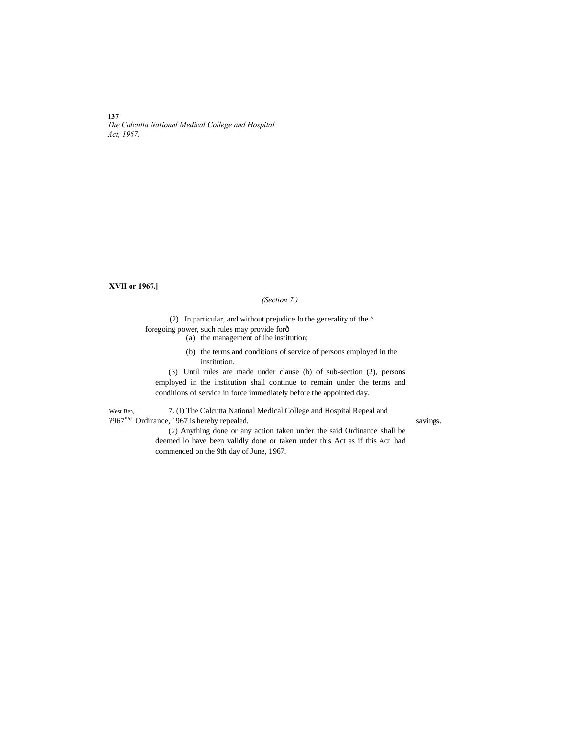*(Section 7.)*

(2) In particular, and without prejudice lo the generality of the ^ foregoing power, such rules may provide forô

(a) the management of ihe institution;

(b) the terms and conditions of service of persons employed in the institution.

(3) Until rules are made under clause (b) of sub-section (2), persons employed in the institution shall continue to remain under the terms and conditions of service in force immediately before the appointed day.

West Ben, ?967 Ordinance, 1967 is hereby repealed. — savings.

7. (I) The Calcutta National Medical College and Hospital Repeal and Ordinance, 1967 is hereby repealed.

(2) Anything done or any action taken under the said Ordinance shall be deemed lo have been validly done or taken under this Act as if this ACL had commenced on the 9th day of June, 1967.